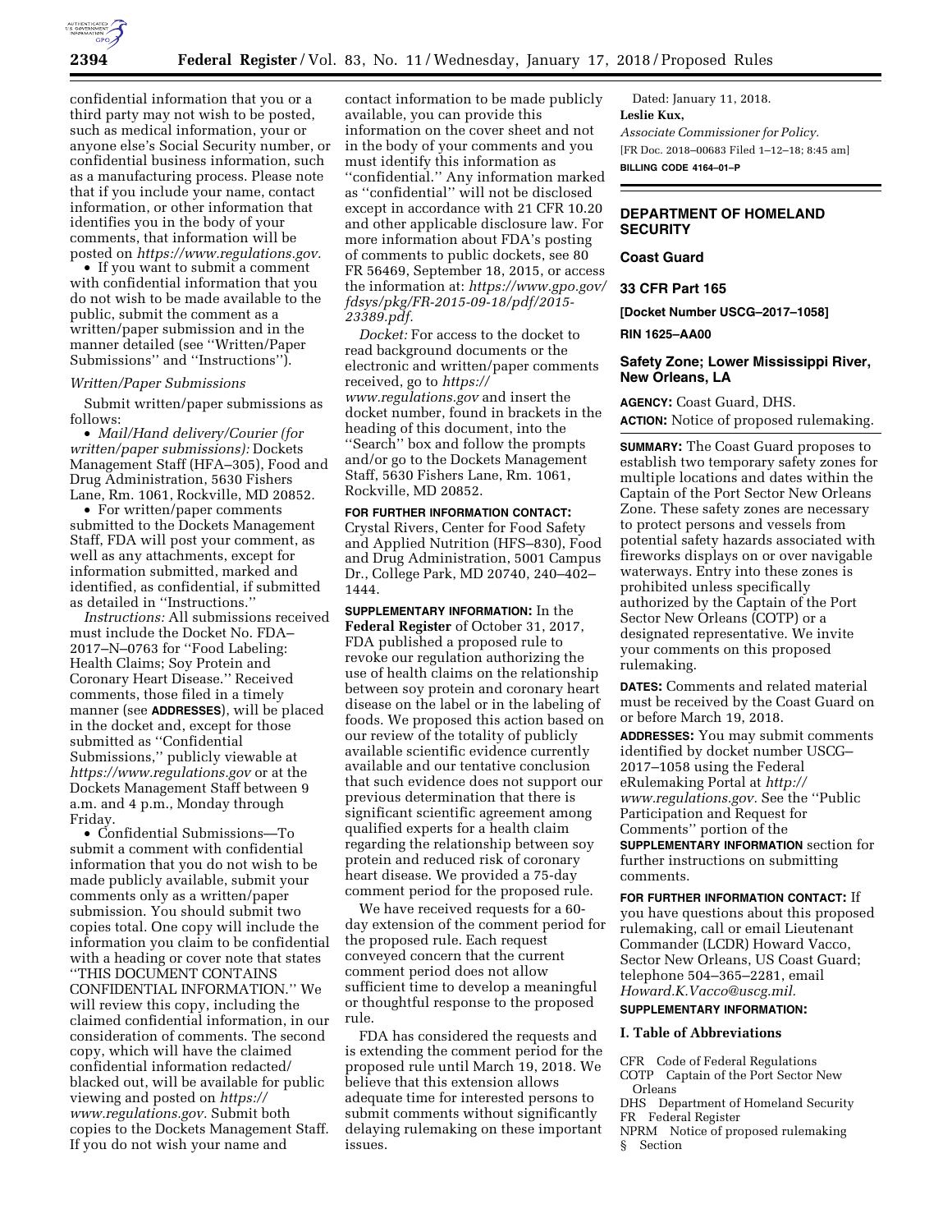confidential information that you or a third party may not wish to be posted, such as medical information, your or anyone else's Social Security number, or confidential business information, such as a manufacturing process. Please note that if you include your name, contact information, or other information that identifies you in the body of your comments, that information will be posted on *https://www.regulations.gov.*

- If you want to submit a comment with confidential information that you do not wish to be made available to the public, submit the comment as a written/paper submission and in the manner detailed (see ''Written/Paper Submissions'' and ''Instructions'').

*Written/Paper Submissions*

Submit written/paper submissions as follows:

- *Mail/Hand delivery/Courier (for written/paper submissions):* Dockets Management Staff (HFA–305), Food and Drug Administration, 5630 Fishers Lane, Rm. 1061, Rockville, MD 20852.
- For written/paper comments submitted to the Dockets Management Staff, FDA will post your comment, as well as any attachments, except for information submitted, marked and identified, as confidential, if submitted as detailed in ''Instructions.''

*Instructions:* All submissions received must include the Docket No. FDA–2017–N–0763 for ''Food Labeling: Health Claims; Soy Protein and Coronary Heart Disease.'' Received comments, those filed in a timely manner (see **ADDRESSES**), will be placed in the docket and, except for those submitted as ''Confidential Submissions,'' publicly viewable at *https://www.regulations.gov* or at the Dockets Management Staff between 9 a.m. and 4 p.m., Monday through Friday.

- Confidential Submissions—To submit a comment with confidential information that you do not wish to be made publicly available, submit your comments only as a written/paper submission. You should submit two copies total. One copy will include the information you claim to be confidential with a heading or cover note that states ''THIS DOCUMENT CONTAINS CONFIDENTIAL INFORMATION.'' We will review this copy, including the claimed confidential information, in our consideration of comments. The second copy, which will have the claimed confidential information redacted/blacked out, will be available for public viewing and posted on *https://www.regulations.gov.* Submit both copies to the Dockets Management Staff. If you do not wish your name and contact information to be made publicly available, you can provide this information on the cover sheet and not in the body of your comments and you must identify this information as ''confidential.'' Any information marked as ''confidential'' will not be disclosed except in accordance with 21 CFR 10.20 and other applicable disclosure law. For more information about FDA's posting of comments to public dockets, see 80 FR 56469, September 18, 2015, or access the information at: *https://www.gpo.gov/fdsys/pkg/FR-2015-09-18/pdf/2015-23389.pdf.*

*Docket:* For access to the docket to read background documents or the electronic and written/paper comments received, go to *https://www.regulations.gov* and insert the docket number, found in brackets in the heading of this document, into the ''Search'' box and follow the prompts and/or go to the Dockets Management Staff, 5630 Fishers Lane, Rm. 1061, Rockville, MD 20852.

**FOR FURTHER INFORMATION CONTACT:** Crystal Rivers, Center for Food Safety and Applied Nutrition (HFS–830), Food and Drug Administration, 5001 Campus Dr., College Park, MD 20740, 240–402–1444.

**SUPPLEMENTARY INFORMATION:** In the **Federal Register** of October 31, 2017, FDA published a proposed rule to revoke our regulation authorizing the use of health claims on the relationship between soy protein and coronary heart disease on the label or in the labeling of foods. We proposed this action based on our review of the totality of publicly available scientific evidence currently available and our tentative conclusion that such evidence does not support our previous determination that there is significant scientific agreement among qualified experts for a health claim regarding the relationship between soy protein and reduced risk of coronary heart disease. We provided a 75-day comment period for the proposed rule.

We have received requests for a 60-day extension of the comment period for the proposed rule. Each request conveyed concern that the current comment period does not allow sufficient time to develop a meaningful or thoughtful response to the proposed rule.

FDA has considered the requests and is extending the comment period for the proposed rule until March 19, 2018. We believe that this extension allows adequate time for interested persons to submit comments without significantly delaying rulemaking on these important issues.

Dated: January 11, 2018.

**Leslie Kux,**

*Associate Commissioner for Policy.*

[FR Doc. 2018–00683 Filed 1–12–18; 8:45 am]

**BILLING CODE 4164–01–P**

---

## DEPARTMENT OF HOMELAND SECURITY

### Coast Guard

### 33 CFR Part 165

**[Docket Number USCG–2017–1058]**

**RIN 1625–AA00**

### Safety Zone; Lower Mississippi River, New Orleans, LA

**AGENCY:** Coast Guard, DHS.

**ACTION:** Notice of proposed rulemaking.

**SUMMARY:** The Coast Guard proposes to establish two temporary safety zones for multiple locations and dates within the Captain of the Port Sector New Orleans Zone. These safety zones are necessary to protect persons and vessels from potential safety hazards associated with fireworks displays on or over navigable waterways. Entry into these zones is prohibited unless specifically authorized by the Captain of the Port Sector New Orleans (COTP) or a designated representative. We invite your comments on this proposed rulemaking.

**DATES:** Comments and related material must be received by the Coast Guard on or before March 19, 2018.

**ADDRESSES:** You may submit comments identified by docket number USCG–2017–1058 using the Federal eRulemaking Portal at *http://www.regulations.gov.* See the ''Public Participation and Request for Comments'' portion of the **SUPPLEMENTARY INFORMATION** section for further instructions on submitting comments.

**FOR FURTHER INFORMATION CONTACT:** If you have questions about this proposed rulemaking, call or email Lieutenant Commander (LCDR) Howard Vacco, Sector New Orleans, US Coast Guard; telephone 504–365–2281, email *Howard.K.Vacco@uscg.mil.*

**SUPPLEMENTARY INFORMATION:**

#### I. Table of Abbreviations

CFR Code of Federal Regulations
COTP Captain of the Port Sector New Orleans
DHS Department of Homeland Security
FR Federal Register
NPRM Notice of proposed rulemaking
§ Section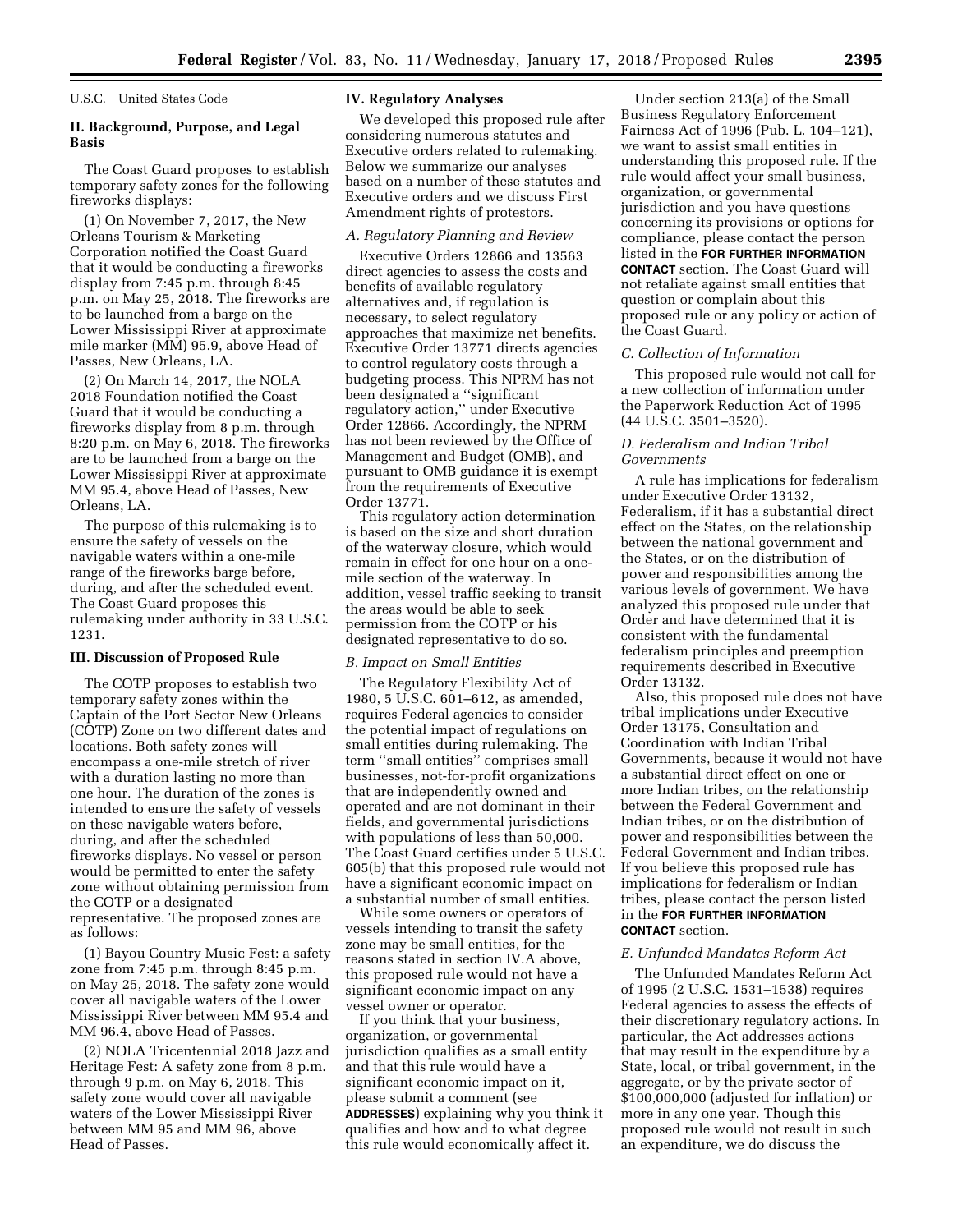U.S.C. United States Code

## II. Background, Purpose, and Legal Basis

The Coast Guard proposes to establish temporary safety zones for the following fireworks displays:

(1) On November 7, 2017, the New Orleans Tourism & Marketing Corporation notified the Coast Guard that it would be conducting a fireworks display from 7:45 p.m. through 8:45 p.m. on May 25, 2018. The fireworks are to be launched from a barge on the Lower Mississippi River at approximate mile marker (MM) 95.9, above Head of Passes, New Orleans, LA.

(2) On March 14, 2017, the NOLA 2018 Foundation notified the Coast Guard that it would be conducting a fireworks display from 8 p.m. through 8:20 p.m. on May 6, 2018. The fireworks are to be launched from a barge on the Lower Mississippi River at approximate MM 95.4, above Head of Passes, New Orleans, LA.

The purpose of this rulemaking is to ensure the safety of vessels on the navigable waters within a one-mile range of the fireworks barge before, during, and after the scheduled event. The Coast Guard proposes this rulemaking under authority in 33 U.S.C. 1231.

## III. Discussion of Proposed Rule

The COTP proposes to establish two temporary safety zones within the Captain of the Port Sector New Orleans (COTP) Zone on two different dates and locations. Both safety zones will encompass a one-mile stretch of river with a duration lasting no more than one hour. The duration of the zones is intended to ensure the safety of vessels on these navigable waters before, during, and after the scheduled fireworks displays. No vessel or person would be permitted to enter the safety zone without obtaining permission from the COTP or a designated representative. The proposed zones are as follows:

(1) Bayou Country Music Fest: a safety zone from 7:45 p.m. through 8:45 p.m. on May 25, 2018. The safety zone would cover all navigable waters of the Lower Mississippi River between MM 95.4 and MM 96.4, above Head of Passes.

(2) NOLA Tricentennial 2018 Jazz and Heritage Fest: A safety zone from 8 p.m. through 9 p.m. on May 6, 2018. This safety zone would cover all navigable waters of the Lower Mississippi River between MM 95 and MM 96, above Head of Passes.

## IV. Regulatory Analyses

We developed this proposed rule after considering numerous statutes and Executive orders related to rulemaking. Below we summarize our analyses based on a number of these statutes and Executive orders and we discuss First Amendment rights of protestors.

### *A. Regulatory Planning and Review*

Executive Orders 12866 and 13563 direct agencies to assess the costs and benefits of available regulatory alternatives and, if regulation is necessary, to select regulatory approaches that maximize net benefits. Executive Order 13771 directs agencies to control regulatory costs through a budgeting process. This NPRM has not been designated a ''significant regulatory action,'' under Executive Order 12866. Accordingly, the NPRM has not been reviewed by the Office of Management and Budget (OMB), and pursuant to OMB guidance it is exempt from the requirements of Executive Order 13771.

This regulatory action determination is based on the size and short duration of the waterway closure, which would remain in effect for one hour on a one-mile section of the waterway. In addition, vessel traffic seeking to transit the areas would be able to seek permission from the COTP or his designated representative to do so.

### *B. Impact on Small Entities*

The Regulatory Flexibility Act of 1980, 5 U.S.C. 601–612, as amended, requires Federal agencies to consider the potential impact of regulations on small entities during rulemaking. The term ''small entities'' comprises small businesses, not-for-profit organizations that are independently owned and operated and are not dominant in their fields, and governmental jurisdictions with populations of less than 50,000. The Coast Guard certifies under 5 U.S.C. 605(b) that this proposed rule would not have a significant economic impact on a substantial number of small entities.

While some owners or operators of vessels intending to transit the safety zone may be small entities, for the reasons stated in section IV.A above, this proposed rule would not have a significant economic impact on any vessel owner or operator.

If you think that your business, organization, or governmental jurisdiction qualifies as a small entity and that this rule would have a significant economic impact on it, please submit a comment (see **ADDRESSES**) explaining why you think it qualifies and how and to what degree this rule would economically affect it.

Under section 213(a) of the Small Business Regulatory Enforcement Fairness Act of 1996 (Pub. L. 104–121), we want to assist small entities in understanding this proposed rule. If the rule would affect your small business, organization, or governmental jurisdiction and you have questions concerning its provisions or options for compliance, please contact the person listed in the **FOR FURTHER INFORMATION CONTACT** section. The Coast Guard will not retaliate against small entities that question or complain about this proposed rule or any policy or action of the Coast Guard.

### *C. Collection of Information*

This proposed rule would not call for a new collection of information under the Paperwork Reduction Act of 1995 (44 U.S.C. 3501–3520).

### *D. Federalism and Indian Tribal Governments*

A rule has implications for federalism under Executive Order 13132, Federalism, if it has a substantial direct effect on the States, on the relationship between the national government and the States, or on the distribution of power and responsibilities among the various levels of government. We have analyzed this proposed rule under that Order and have determined that it is consistent with the fundamental federalism principles and preemption requirements described in Executive Order 13132.

Also, this proposed rule does not have tribal implications under Executive Order 13175, Consultation and Coordination with Indian Tribal Governments, because it would not have a substantial direct effect on one or more Indian tribes, on the relationship between the Federal Government and Indian tribes, or on the distribution of power and responsibilities between the Federal Government and Indian tribes. If you believe this proposed rule has implications for federalism or Indian tribes, please contact the person listed in the **FOR FURTHER INFORMATION CONTACT** section.

### *E. Unfunded Mandates Reform Act*

The Unfunded Mandates Reform Act of 1995 (2 U.S.C. 1531–1538) requires Federal agencies to assess the effects of their discretionary regulatory actions. In particular, the Act addresses actions that may result in the expenditure by a State, local, or tribal government, in the aggregate, or by the private sector of $100,000,000 (adjusted for inflation) or more in any one year. Though this proposed rule would not result in such an expenditure, we do discuss the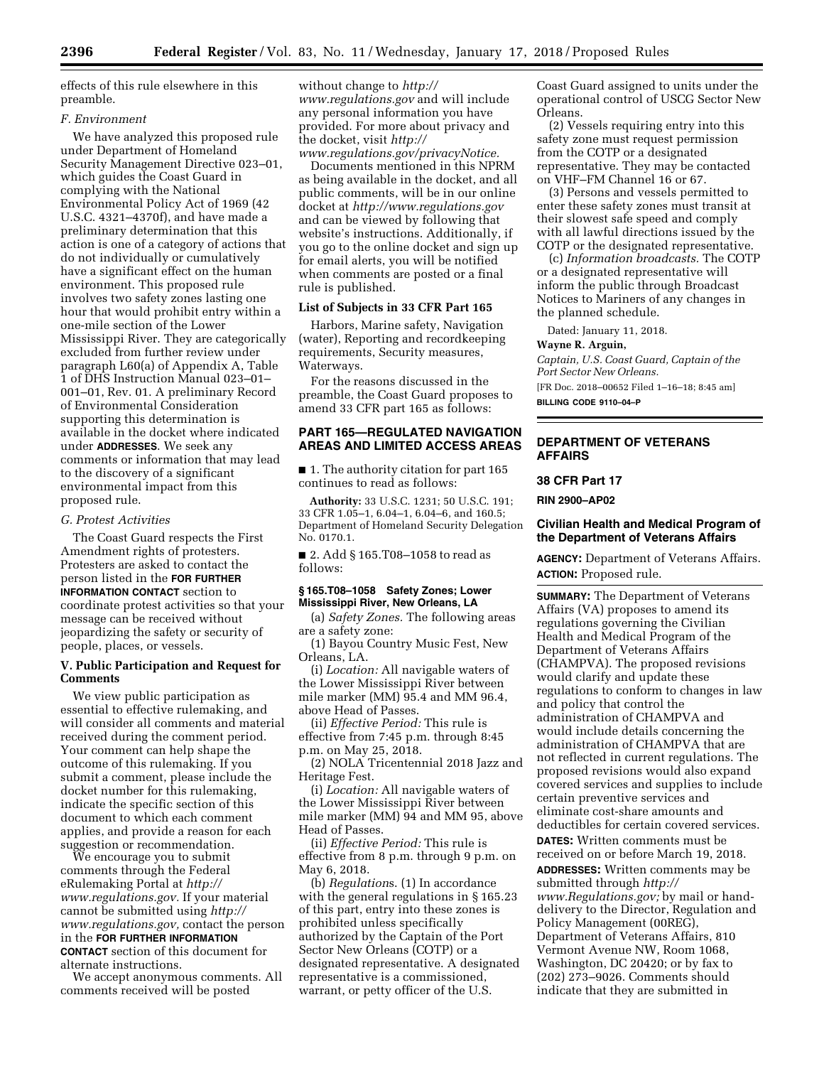effects of this rule elsewhere in this preamble.

### F. Environment

We have analyzed this proposed rule under Department of Homeland Security Management Directive 023–01, which guides the Coast Guard in complying with the National Environmental Policy Act of 1969 (42 U.S.C. 4321–4370f), and have made a preliminary determination that this action is one of a category of actions that do not individually or cumulatively have a significant effect on the human environment. This proposed rule involves two safety zones lasting one hour that would prohibit entry within a one-mile section of the Lower Mississippi River. They are categorically excluded from further review under paragraph L60(a) of Appendix A, Table 1 of DHS Instruction Manual 023–01–001–01, Rev. 01. A preliminary Record of Environmental Consideration supporting this determination is available in the docket where indicated under **ADDRESSES**. We seek any comments or information that may lead to the discovery of a significant environmental impact from this proposed rule.

### G. Protest Activities

The Coast Guard respects the First Amendment rights of protesters. Protesters are asked to contact the person listed in the **FOR FURTHER INFORMATION CONTACT** section to coordinate protest activities so that your message can be received without jeopardizing the safety or security of people, places, or vessels.

## V. Public Participation and Request for Comments

We view public participation as essential to effective rulemaking, and will consider all comments and material received during the comment period. Your comment can help shape the outcome of this rulemaking. If you submit a comment, please include the docket number for this rulemaking, indicate the specific section of this document to which each comment applies, and provide a reason for each suggestion or recommendation.

We encourage you to submit comments through the Federal eRulemaking Portal at *http://www.regulations.gov*. If your material cannot be submitted using *http://www.regulations.gov*, contact the person in the **FOR FURTHER INFORMATION CONTACT** section of this document for alternate instructions.

We accept anonymous comments. All comments received will be posted without change to *http://www.regulations.gov* and will include any personal information you have provided. For more about privacy and the docket, visit *http://www.regulations.gov/privacyNotice*.

Documents mentioned in this NPRM as being available in the docket, and all public comments, will be in our online docket at *http://www.regulations.gov* and can be viewed by following that website's instructions. Additionally, if you go to the online docket and sign up for email alerts, you will be notified when comments are posted or a final rule is published.

### List of Subjects in 33 CFR Part 165

Harbors, Marine safety, Navigation (water), Reporting and recordkeeping requirements, Security measures, Waterways.

For the reasons discussed in the preamble, the Coast Guard proposes to amend 33 CFR part 165 as follows:

## PART 165—REGULATED NAVIGATION AREAS AND LIMITED ACCESS AREAS

■ 1. The authority citation for part 165 continues to read as follows:

**Authority:** 33 U.S.C. 1231; 50 U.S.C. 191; 33 CFR 1.05–1, 6.04–1, 6.04–6, and 160.5; Department of Homeland Security Delegation No. 0170.1.

■ 2. Add § 165.T08–1058 to read as follows:

#### § 165.T08–1058 Safety Zones; Lower Mississippi River, New Orleans, LA

(a) *Safety Zones.* The following areas are a safety zone:

(1) Bayou Country Music Fest, New Orleans, LA.

(i) *Location:* All navigable waters of the Lower Mississippi River between mile marker (MM) 95.4 and MM 96.4, above Head of Passes.

(ii) *Effective Period:* This rule is effective from 7:45 p.m. through 8:45 p.m. on May 25, 2018.

(2) NOLA Tricentennial 2018 Jazz and Heritage Fest.

(i) *Location:* All navigable waters of the Lower Mississippi River between mile marker (MM) 94 and MM 95, above Head of Passes.

(ii) *Effective Period:* This rule is effective from 8 p.m. through 9 p.m. on May 6, 2018.

(b) *Regulations.* (1) In accordance with the general regulations in § 165.23 of this part, entry into these zones is prohibited unless specifically authorized by the Captain of the Port Sector New Orleans (COTP) or a designated representative. A designated representative is a commissioned, warrant, or petty officer of the U.S. Coast Guard assigned to units under the operational control of USCG Sector New Orleans.

(2) Vessels requiring entry into this safety zone must request permission from the COTP or a designated representative. They may be contacted on VHF–FM Channel 16 or 67.

(3) Persons and vessels permitted to enter these safety zones must transit at their slowest safe speed and comply with all lawful directions issued by the COTP or the designated representative.

(c) *Information broadcasts.* The COTP or a designated representative will inform the public through Broadcast Notices to Mariners of any changes in the planned schedule.

Dated: January 11, 2018.

**Wayne R. Arguin,**

*Captain, U.S. Coast Guard, Captain of the Port Sector New Orleans.*

[FR Doc. 2018–00652 Filed 1–16–18; 8:45 am]

**BILLING CODE 9110–04–P**

---

## DEPARTMENT OF VETERANS AFFAIRS

### 38 CFR Part 17

**RIN 2900–AP02**

### Civilian Health and Medical Program of the Department of Veterans Affairs

**AGENCY:** Department of Veterans Affairs.

**ACTION:** Proposed rule.

**SUMMARY:** The Department of Veterans Affairs (VA) proposes to amend its regulations governing the Civilian Health and Medical Program of the Department of Veterans Affairs (CHAMPVA). The proposed revisions would clarify and update these regulations to conform to changes in law and policy that control the administration of CHAMPVA and would include details concerning the administration of CHAMPVA that are not reflected in current regulations. The proposed revisions would also expand covered services and supplies to include certain preventive services and eliminate cost-share amounts and deductibles for certain covered services.

**DATES:** Written comments must be received on or before March 19, 2018.

**ADDRESSES:** Written comments may be submitted through *http://www.Regulations.gov;* by mail or hand-delivery to the Director, Regulation and Policy Management (00REG), Department of Veterans Affairs, 810 Vermont Avenue NW, Room 1068, Washington, DC 20420; or by fax to (202) 273–9026. Comments should indicate that they are submitted in